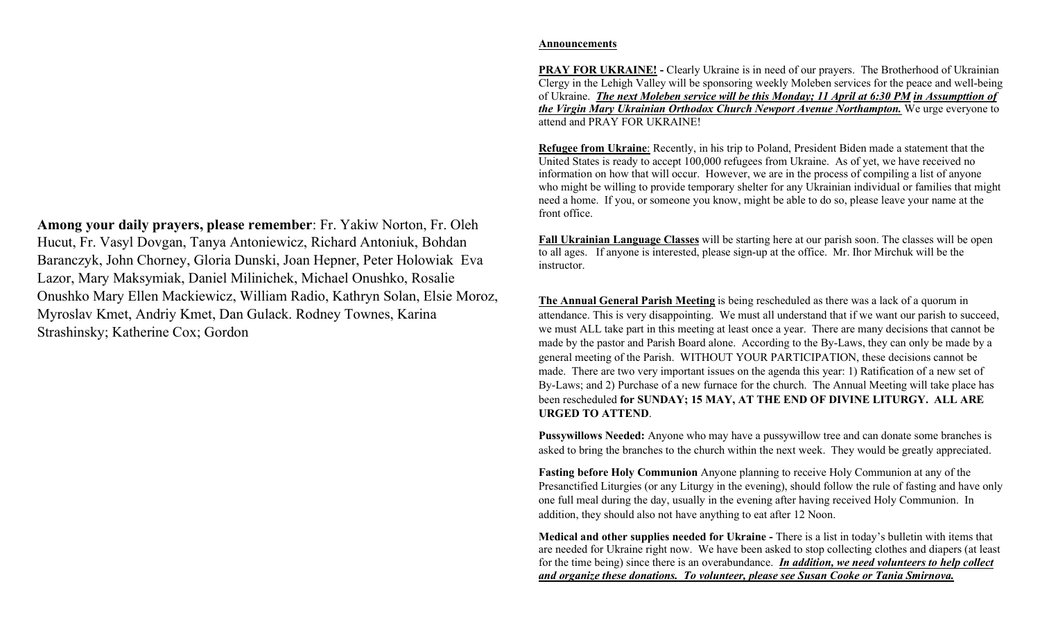**Among your daily prayers, please remember**: Fr. Yakiw Norton, Fr. Oleh Hucut, Fr. Vasyl Dovgan, Tanya Antoniewicz, Richard Antoniuk, Bohdan Baranczyk, John Chorney, Gloria Dunski, Joan Hepner, Peter Holowiak Eva Lazor, Mary Maksymiak, Daniel Milinichek, Michael Onushko, Rosalie Onushko Mary Ellen Mackiewicz, William Radio, Kathryn Solan, Elsie Moroz, Myroslav Kmet, Andriy Kmet, Dan Gulack. Rodney Townes, Karina Strashinsky; Katherine Cox; Gordon

**Announcements**

**PRAY FOR UKRAINE! -** Clearly Ukraine is in need of our prayers. The Brotherhood of Ukrainian Clergy in the Lehigh Valley will be sponsoring weekly Moleben services for the peace and well-being of Ukraine. ***The next Moleben service will be this Monday; 11 April at 6:30 PM in Assumpttion of the Virgin Mary Ukrainian Orthodox Church Newport Avenue Northampton.*** We urge everyone to attend and PRAY FOR UKRAINE!

**Refugee from Ukraine**: Recently, in his trip to Poland, President Biden made a statement that the United States is ready to accept 100,000 refugees from Ukraine. As of yet, we have received no information on how that will occur. However, we are in the process of compiling a list of anyone who might be willing to provide temporary shelter for any Ukrainian individual or families that might need a home. If you, or someone you know, might be able to do so, please leave your name at the front office.

**Fall Ukrainian Language Classes** will be starting here at our parish soon. The classes will be open to all ages. If anyone is interested, please sign-up at the office. Mr. Ihor Mirchuk will be the instructor.

**The Annual General Parish Meeting** is being rescheduled as there was a lack of a quorum in attendance. This is very disappointing. We must all understand that if we want our parish to succeed, we must ALL take part in this meeting at least once a year. There are many decisions that cannot be made by the pastor and Parish Board alone. According to the By-Laws, they can only be made by a general meeting of the Parish. WITHOUT YOUR PARTICIPATION, these decisions cannot be made. There are two very important issues on the agenda this year: 1) Ratification of a new set of By-Laws; and 2) Purchase of a new furnace for the church. The Annual Meeting will take place has been rescheduled **for SUNDAY; 15 MAY, AT THE END OF DIVINE LITURGY. ALL ARE URGED TO ATTEND**.

**Pussywillows Needed:** Anyone who may have a pussywillow tree and can donate some branches is asked to bring the branches to the church within the next week. They would be greatly appreciated.

**Fasting before Holy Communion** Anyone planning to receive Holy Communion at any of the Presanctified Liturgies (or any Liturgy in the evening), should follow the rule of fasting and have only one full meal during the day, usually in the evening after having received Holy Communion. In addition, they should also not have anything to eat after 12 Noon.

**Medical and other supplies needed for Ukraine -** There is a list in today's bulletin with items that are needed for Ukraine right now. We have been asked to stop collecting clothes and diapers (at least for the time being) since there is an overabundance. ***In addition, we need volunteers to help collect and organize these donations. To volunteer, please see Susan Cooke or Tania Smirnova.***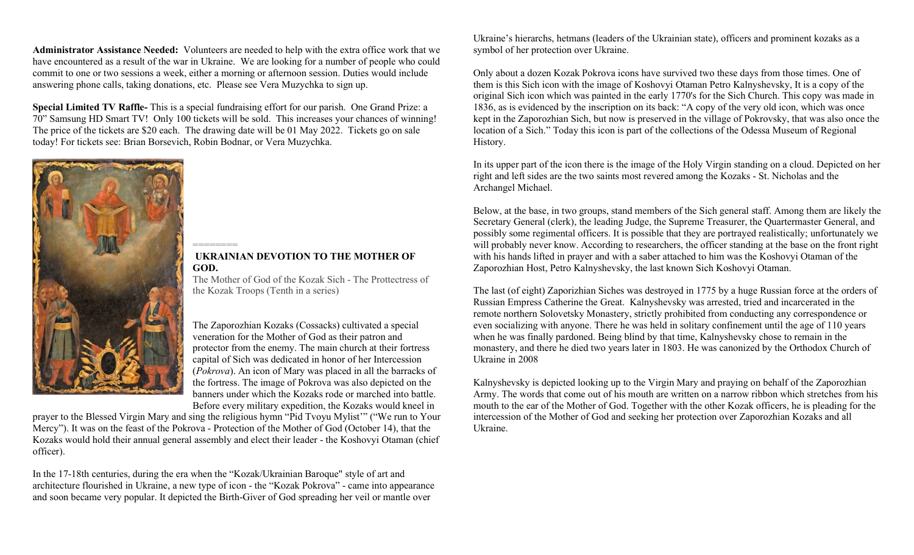**Administrator Assistance Needed:** Volunteers are needed to help with the extra office work that we have encountered as a result of the war in Ukraine. We are looking for a number of people who could commit to one or two sessions a week, either a morning or afternoon session. Duties would include answering phone calls, taking donations, etc. Please see Vera Muzychka to sign up.

**Special Limited TV Raffle-** This is a special fundraising effort for our parish. One Grand Prize: a 70" Samsung HD Smart TV! Only 100 tickets will be sold. This increases your chances of winning! The price of the tickets are $20 each. The drawing date will be 01 May 2022. Tickets go on sale today! For tickets see: Brian Borsevich, Robin Bodnar, or Vera Muzychka.

========

**UKRAINIAN DEVOTION TO THE MOTHER OF GOD.**

The Mother of God of the Kozak Sich - The Prottectress of the Kozak Troops (Tenth in a series)

The Zaporozhian Kozaks (Cossacks) cultivated a special veneration for the Mother of God as their patron and protector from the enemy. The main church at their fortress capital of Sich was dedicated in honor of her Intercession (*Pokrova*). An icon of Mary was placed in all the barracks of the fortress. The image of Pokrova was also depicted on the banners under which the Kozaks rode or marched into battle. Before every military expedition, the Kozaks would kneel in prayer to the Blessed Virgin Mary and sing the religious hymn "Pid Tvoyu Mylist'" ("We run to Your Mercy"). It was on the feast of the Pokrova - Protection of the Mother of God (October 14), that the Kozaks would hold their annual general assembly and elect their leader - the Koshovyi Otaman (chief officer).

In the 17-18th centuries, during the era when the "Kozak/Ukrainian Baroque" style of art and architecture flourished in Ukraine, a new type of icon - the "Kozak Pokrova" - came into appearance and soon became very popular. It depicted the Birth-Giver of God spreading her veil or mantle over Ukraine's hierarchs, hetmans (leaders of the Ukrainian state), officers and prominent kozaks as a symbol of her protection over Ukraine.

Only about a dozen Kozak Pokrova icons have survived two these days from those times. One of them is this Sich icon with the image of Koshovyi Otaman Petro Kalnyshevsky, It is a copy of the original Sich icon which was painted in the early 1770's for the Sich Church. This copy was made in 1836, as is evidenced by the inscription on its back: "A copy of the very old icon, which was once kept in the Zaporozhian Sich, but now is preserved in the village of Pokrovsky, that was also once the location of a Sich." Today this icon is part of the collections of the Odessa Museum of Regional History.

In its upper part of the icon there is the image of the Holy Virgin standing on a cloud. Depicted on her right and left sides are the two saints most revered among the Kozaks - St. Nicholas and the Archangel Michael.

Below, at the base, in two groups, stand members of the Sich general staff. Among them are likely the Secretary General (clerk), the leading Judge, the Supreme Treasurer, the Quartermaster General, and possibly some regimental officers. It is possible that they are portrayed realistically; unfortunately we will probably never know. According to researchers, the officer standing at the base on the front right with his hands lifted in prayer and with a saber attached to him was the Koshovyi Otaman of the Zaporozhian Host, Petro Kalnyshevsky, the last known Sich Koshovyi Otaman.

The last (of eight) Zaporizhian Siches was destroyed in 1775 by a huge Russian force at the orders of Russian Empress Catherine the Great. Kalnyshevsky was arrested, tried and incarcerated in the remote northern Solovetsky Monastery, strictly prohibited from conducting any correspondence or even socializing with anyone. There he was held in solitary confinement until the age of 110 years when he was finally pardoned. Being blind by that time, Kalnyshevsky chose to remain in the monastery, and there he died two years later in 1803. He was canonized by the Orthodox Church of Ukraine in 2008

Kalnyshevsky is depicted looking up to the Virgin Mary and praying on behalf of the Zaporozhian Army. The words that come out of his mouth are written on a narrow ribbon which stretches from his mouth to the ear of the Mother of God. Together with the other Kozak officers, he is pleading for the intercession of the Mother of God and seeking her protection over Zaporozhian Kozaks and all Ukraine.